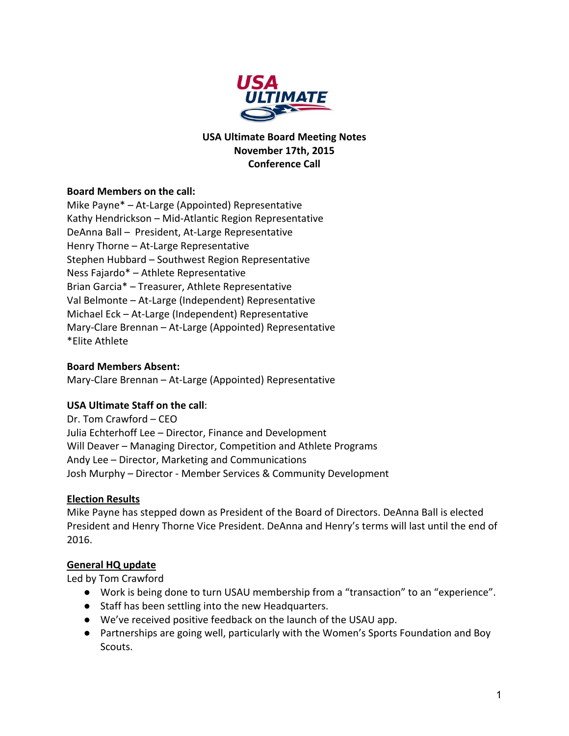**USA Ultimate Board Meeting Notes**
**November 17th, 2015**
**Conference Call**

**Board Members on the call:**
Mike Payne* – At-Large (Appointed) Representative
Kathy Hendrickson – Mid-Atlantic Region Representative
DeAnna Ball – President, At-Large Representative
Henry Thorne – At-Large Representative
Stephen Hubbard – Southwest Region Representative
Ness Fajardo* – Athlete Representative
Brian Garcia* – Treasurer, Athlete Representative
Val Belmonte – At-Large (Independent) Representative
Michael Eck – At-Large (Independent) Representative
Mary-Clare Brennan – At-Large (Appointed) Representative
*Elite Athlete

**Board Members Absent:**
Mary-Clare Brennan – At-Large (Appointed) Representative

**USA Ultimate Staff on the call**:
Dr. Tom Crawford – CEO
Julia Echterhoff Lee – Director, Finance and Development
Will Deaver – Managing Director, Competition and Athlete Programs
Andy Lee – Director, Marketing and Communications
Josh Murphy – Director - Member Services & Community Development

## Election Results

Mike Payne has stepped down as President of the Board of Directors. DeAnna Ball is elected President and Henry Thorne Vice President. DeAnna and Henry's terms will last until the end of 2016.

## General HQ update

Led by Tom Crawford

- Work is being done to turn USAU membership from a "transaction" to an "experience".
- Staff has been settling into the new Headquarters.
- We've received positive feedback on the launch of the USAU app.
- Partnerships are going well, particularly with the Women's Sports Foundation and Boy Scouts.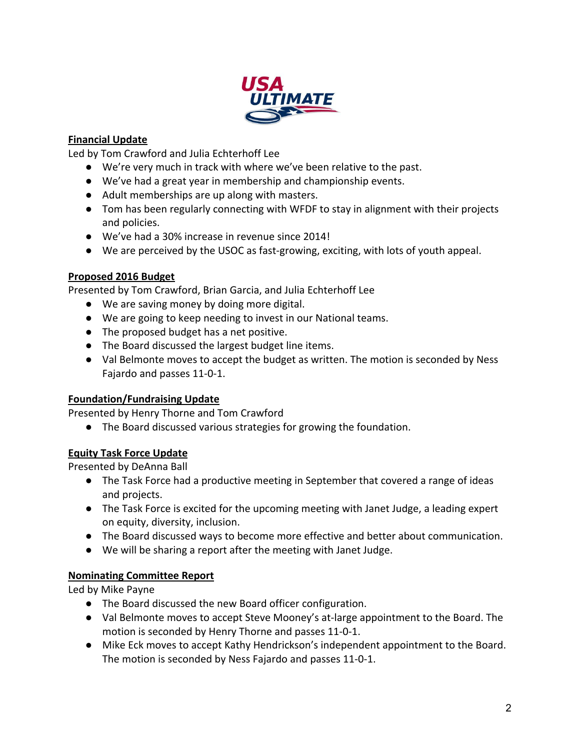**Financial Update**

Led by Tom Crawford and Julia Echterhoff Lee

- We're very much in track with where we've been relative to the past.
- We've had a great year in membership and championship events.
- Adult memberships are up along with masters.
- Tom has been regularly connecting with WFDF to stay in alignment with their projects and policies.
- We've had a 30% increase in revenue since 2014!
- We are perceived by the USOC as fast-growing, exciting, with lots of youth appeal.

**Proposed 2016 Budget**

Presented by Tom Crawford, Brian Garcia, and Julia Echterhoff Lee

- We are saving money by doing more digital.
- We are going to keep needing to invest in our National teams.
- The proposed budget has a net positive.
- The Board discussed the largest budget line items.
- Val Belmonte moves to accept the budget as written. The motion is seconded by Ness Fajardo and passes 11-0-1.

**Foundation/Fundraising Update**

Presented by Henry Thorne and Tom Crawford

- The Board discussed various strategies for growing the foundation.

**Equity Task Force Update**

Presented by DeAnna Ball

- The Task Force had a productive meeting in September that covered a range of ideas and projects.
- The Task Force is excited for the upcoming meeting with Janet Judge, a leading expert on equity, diversity, inclusion.
- The Board discussed ways to become more effective and better about communication.
- We will be sharing a report after the meeting with Janet Judge.

**Nominating Committee Report**

Led by Mike Payne

- The Board discussed the new Board officer configuration.
- Val Belmonte moves to accept Steve Mooney's at-large appointment to the Board. The motion is seconded by Henry Thorne and passes 11-0-1.
- Mike Eck moves to accept Kathy Hendrickson's independent appointment to the Board. The motion is seconded by Ness Fajardo and passes 11-0-1.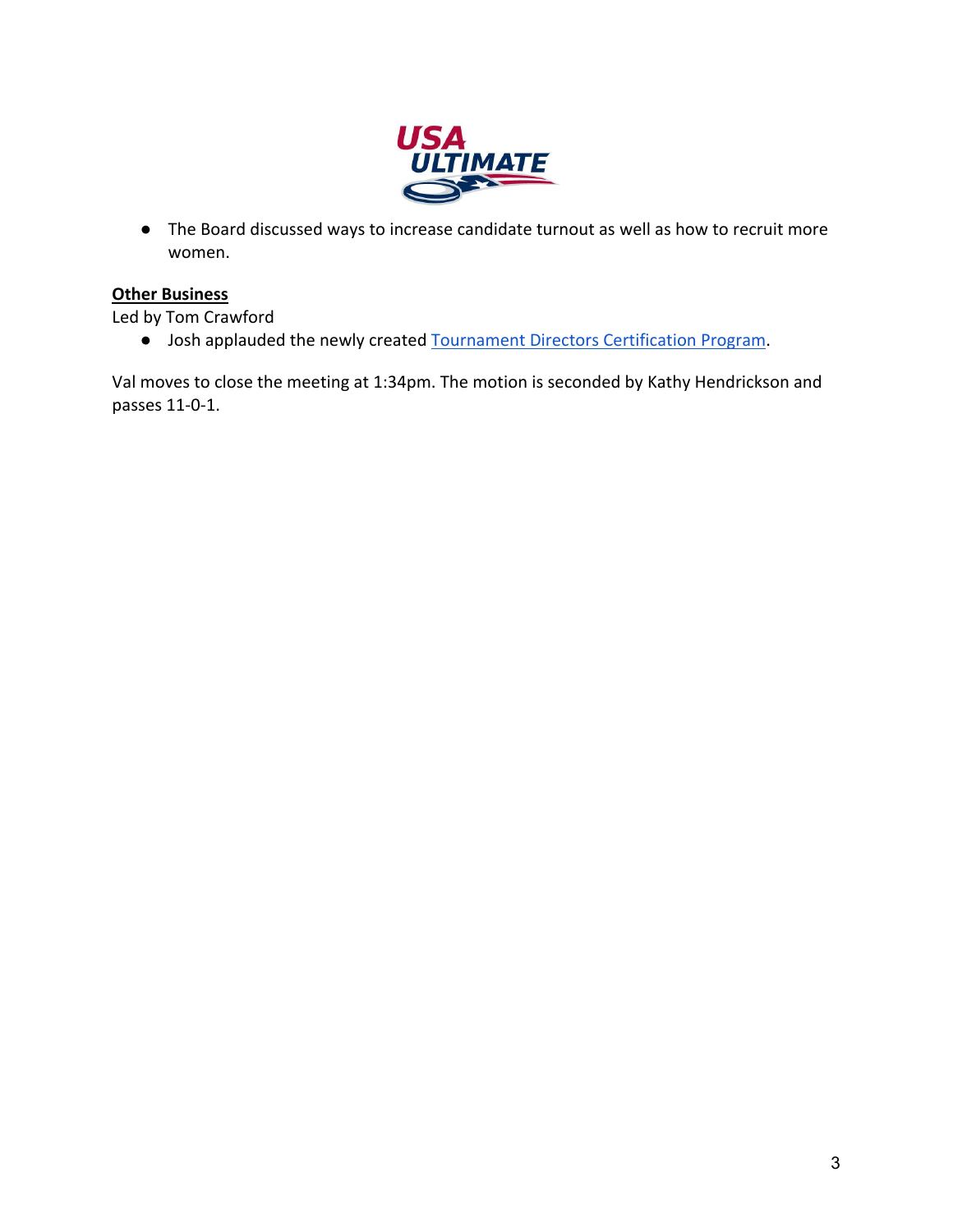- The Board discussed ways to increase candidate turnout as well as how to recruit more women.

**Other Business**

Led by Tom Crawford

- Josh applauded the newly created Tournament Directors Certification Program.

Val moves to close the meeting at 1:34pm. The motion is seconded by Kathy Hendrickson and passes 11-0-1.